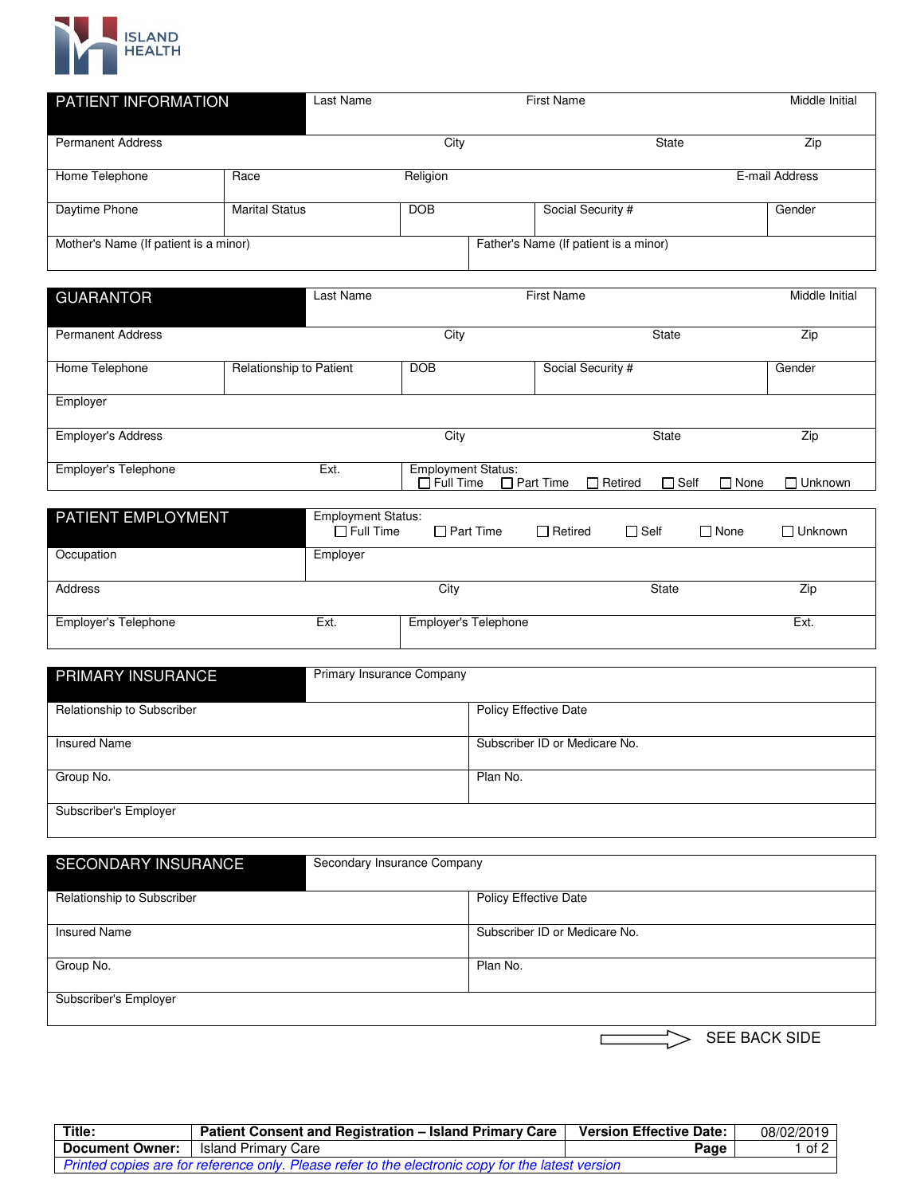ISLAND HEALTH

## PATIENT INFORMATION

| Last Name | First Name | Middle Initial | | |
|---|---|---|---|---|
| Permanent Address | City | State | Zip | |
| Home Telephone | Race | Religion | E-mail Address | |
| Daytime Phone | Marital Status | DOB | Social Security # | Gender |
| Mother's Name (If patient is a minor) | Father's Name (If patient is a minor) | | | |

## GUARANTOR

| Last Name | First Name | Middle Initial | | |
|---|---|---|---|---|
| Permanent Address | City | State | Zip | |
| Home Telephone | Relationship to Patient | DOB | Social Security # | Gender |
| Employer | | | | |
| Employer's Address | City | State | Zip | |
| Employer's Telephone | Ext. | Employment Status: ☐ Full Time ☐ Part Time ☐ Retired ☐ Self ☐ None ☐ Unknown | | |

## PATIENT EMPLOYMENT

| Employment Status: ☐ Full Time ☐ Part Time ☐ Retired ☐ Self ☐ None ☐ Unknown | | | |
|---|---|---|---|
| Occupation | Employer | | |
| Address | City | State | Zip |
| Employer's Telephone | Ext. | Employer's Telephone | Ext. |

## PRIMARY INSURANCE

| Primary Insurance Company | |
|---|---|
| Relationship to Subscriber | Policy Effective Date |
| Insured Name | Subscriber ID or Medicare No. |
| Group No. | Plan No. |
| Subscriber's Employer | |

## SECONDARY INSURANCE

| Secondary Insurance Company | |
|---|---|
| Relationship to Subscriber | Policy Effective Date |
| Insured Name | Subscriber ID or Medicare No. |
| Group No. | Plan No. |
| Subscriber's Employer | |

SEE BACK SIDE

| **Title:** | **Patient Consent and Registration – Island Primary Care** | **Version Effective Date:** | 08/02/2019 |
|---|---|---|---|
| **Document Owner:** | Island Primary Care | | |

*Printed copies are for reference only. Please refer to the electronic copy for the latest version*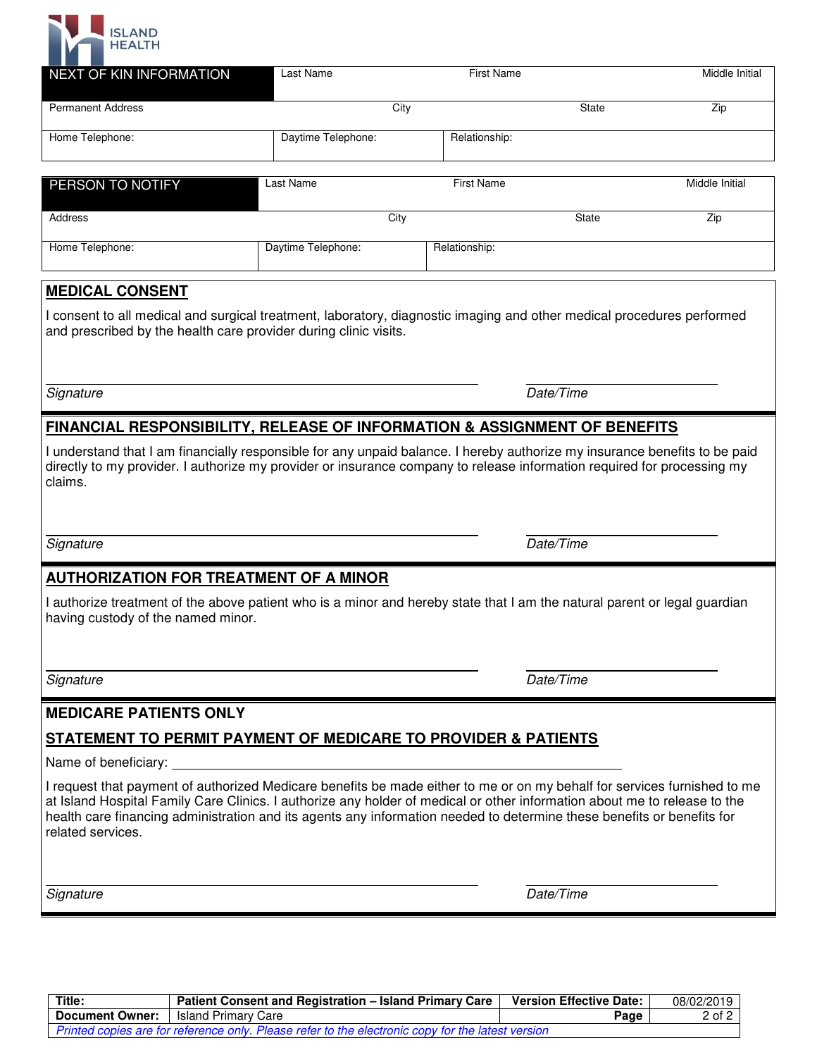ISLAND HEALTH

| NEXT OF KIN INFORMATION | Last Name | First Name | Middle Initial |
|---|---|---|---|
| Permanent Address | City | State | Zip |
| Home Telephone: | Daytime Telephone: | Relationship: | |

| PERSON TO NOTIFY | Last Name | First Name | Middle Initial |
|---|---|---|---|
| Address | City | State | Zip |
| Home Telephone: | Daytime Telephone: | Relationship: | |

## MEDICAL CONSENT

I consent to all medical and surgical treatment, laboratory, diagnostic imaging and other medical procedures performed and prescribed by the health care provider during clinic visits.

*Signature* \_\_\_\_\_\_\_\_\_\_\_\_\_\_\_\_\_\_\_\_ *Date/Time* \_\_\_\_\_\_\_\_\_\_\_\_

## FINANCIAL RESPONSIBILITY, RELEASE OF INFORMATION & ASSIGNMENT OF BENEFITS

I understand that I am financially responsible for any unpaid balance. I hereby authorize my insurance benefits to be paid directly to my provider. I authorize my provider or insurance company to release information required for processing my claims.

*Signature* \_\_\_\_\_\_\_\_\_\_\_\_\_\_\_\_\_\_\_\_ *Date/Time* \_\_\_\_\_\_\_\_\_\_\_\_

## AUTHORIZATION FOR TREATMENT OF A MINOR

I authorize treatment of the above patient who is a minor and hereby state that I am the natural parent or legal guardian having custody of the named minor.

*Signature* \_\_\_\_\_\_\_\_\_\_\_\_\_\_\_\_\_\_\_\_ *Date/Time* \_\_\_\_\_\_\_\_\_\_\_\_

## MEDICARE PATIENTS ONLY

### STATEMENT TO PERMIT PAYMENT OF MEDICARE TO PROVIDER & PATIENTS

Name of beneficiary: \_\_\_\_\_\_\_\_\_\_\_\_\_\_\_\_\_\_\_\_\_\_\_\_\_\_\_\_

I request that payment of authorized Medicare benefits be made either to me or on my behalf for services furnished to me at Island Hospital Family Care Clinics. I authorize any holder of medical or other information about me to release to the health care financing administration and its agents any information needed to determine these benefits or benefits for related services.

*Signature* \_\_\_\_\_\_\_\_\_\_\_\_\_\_\_\_\_\_\_\_ *Date/Time* \_\_\_\_\_\_\_\_\_\_\_\_

| Title: | Patient Consent and Registration – Island Primary Care | Version Effective Date: | 08/02/2019 |
|---|---|---|---|
| Document Owner: | Island Primary Care | Page | 2 of 2 |

*Printed copies are for reference only. Please refer to the electronic copy for the latest version*